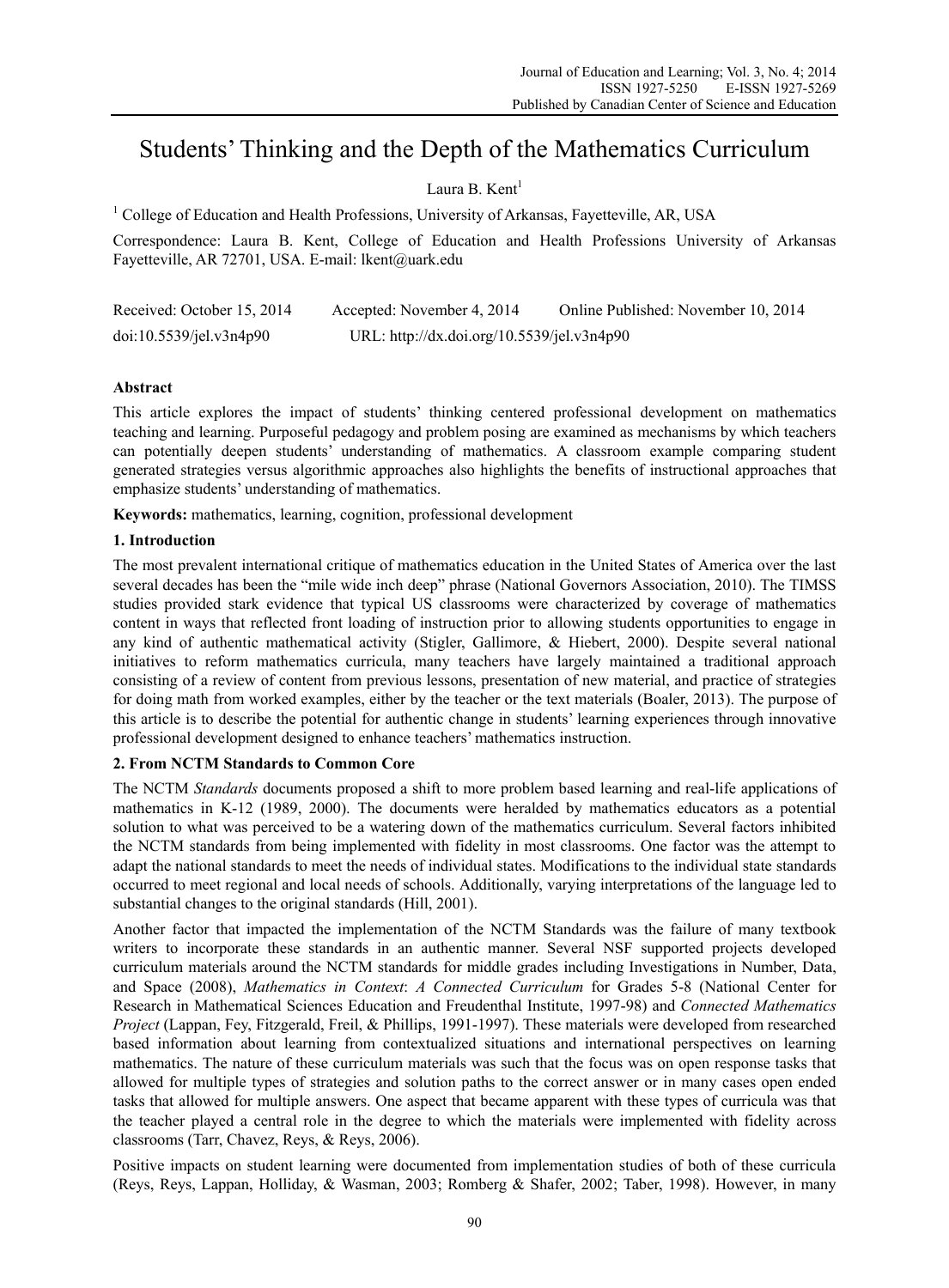# Students' Thinking and the Depth of the Mathematics Curriculum

Laura B. Kent[1]

[1] College of Education and Health Professions, University of Arkansas, Fayetteville, AR, USA

Correspondence: Laura B. Kent, College of Education and Health Professions University of Arkansas Fayetteville, AR 72701, USA. E-mail: lkent@uark.edu

Received: October 15, 2014 Accepted: November 4, 2014 Online Published: November 10, 2014

doi:10.5539/jel.v3n4p90 URL: http://dx.doi.org/10.5539/jel.v3n4p90

## Abstract

This article explores the impact of students' thinking centered professional development on mathematics teaching and learning. Purposeful pedagogy and problem posing are examined as mechanisms by which teachers can potentially deepen students' understanding of mathematics. A classroom example comparing student generated strategies versus algorithmic approaches also highlights the benefits of instructional approaches that emphasize students' understanding of mathematics.

**Keywords:** mathematics, learning, cognition, professional development

## 1. Introduction

The most prevalent international critique of mathematics education in the United States of America over the last several decades has been the "mile wide inch deep" phrase (National Governors Association, 2010). The TIMSS studies provided stark evidence that typical US classrooms were characterized by coverage of mathematics content in ways that reflected front loading of instruction prior to allowing students opportunities to engage in any kind of authentic mathematical activity (Stigler, Gallimore, & Hiebert, 2000). Despite several national initiatives to reform mathematics curricula, many teachers have largely maintained a traditional approach consisting of a review of content from previous lessons, presentation of new material, and practice of strategies for doing math from worked examples, either by the teacher or the text materials (Boaler, 2013). The purpose of this article is to describe the potential for authentic change in students' learning experiences through innovative professional development designed to enhance teachers' mathematics instruction.

## 2. From NCTM Standards to Common Core

The NCTM *Standards* documents proposed a shift to more problem based learning and real-life applications of mathematics in K-12 (1989, 2000). The documents were heralded by mathematics educators as a potential solution to what was perceived to be a watering down of the mathematics curriculum. Several factors inhibited the NCTM standards from being implemented with fidelity in most classrooms. One factor was the attempt to adapt the national standards to meet the needs of individual states. Modifications to the individual state standards occurred to meet regional and local needs of schools. Additionally, varying interpretations of the language led to substantial changes to the original standards (Hill, 2001).

Another factor that impacted the implementation of the NCTM Standards was the failure of many textbook writers to incorporate these standards in an authentic manner. Several NSF supported projects developed curriculum materials around the NCTM standards for middle grades including Investigations in Number, Data, and Space (2008), *Mathematics in Context*: *A Connected Curriculum* for Grades 5-8 (National Center for Research in Mathematical Sciences Education and Freudenthal Institute, 1997-98) and *Connected Mathematics Project* (Lappan, Fey, Fitzgerald, Freil, & Phillips, 1991-1997). These materials were developed from researched based information about learning from contextualized situations and international perspectives on learning mathematics. The nature of these curriculum materials was such that the focus was on open response tasks that allowed for multiple types of strategies and solution paths to the correct answer or in many cases open ended tasks that allowed for multiple answers. One aspect that became apparent with these types of curricula was that the teacher played a central role in the degree to which the materials were implemented with fidelity across classrooms (Tarr, Chavez, Reys, & Reys, 2006).

Positive impacts on student learning were documented from implementation studies of both of these curricula (Reys, Reys, Lappan, Holliday, & Wasman, 2003; Romberg & Shafer, 2002; Taber, 1998). However, in many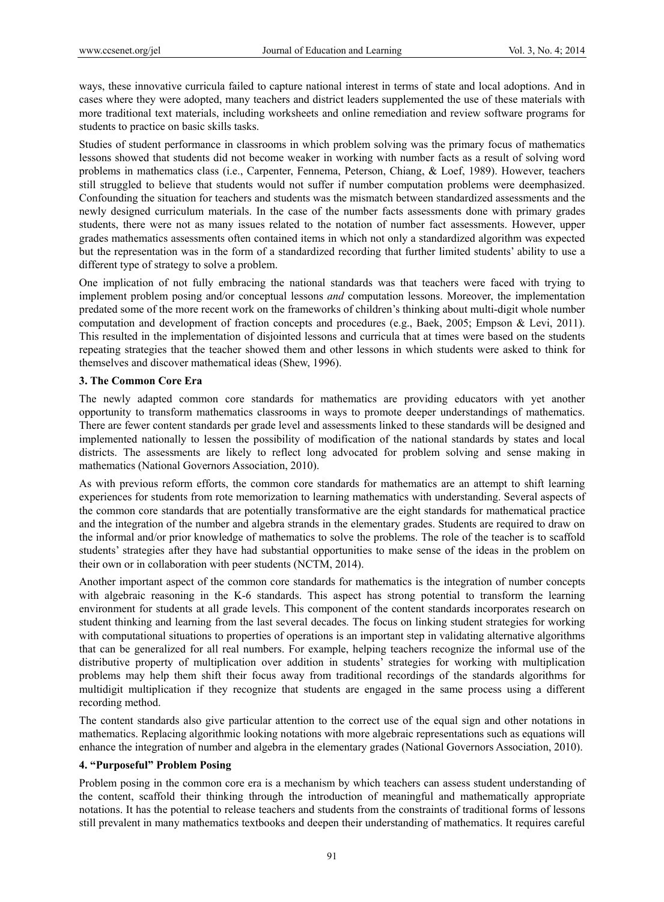ways, these innovative curricula failed to capture national interest in terms of state and local adoptions. And in cases where they were adopted, many teachers and district leaders supplemented the use of these materials with more traditional text materials, including worksheets and online remediation and review software programs for students to practice on basic skills tasks.

Studies of student performance in classrooms in which problem solving was the primary focus of mathematics lessons showed that students did not become weaker in working with number facts as a result of solving word problems in mathematics class (i.e., Carpenter, Fennema, Peterson, Chiang, & Loef, 1989). However, teachers still struggled to believe that students would not suffer if number computation problems were deemphasized. Confounding the situation for teachers and students was the mismatch between standardized assessments and the newly designed curriculum materials. In the case of the number facts assessments done with primary grades students, there were not as many issues related to the notation of number fact assessments. However, upper grades mathematics assessments often contained items in which not only a standardized algorithm was expected but the representation was in the form of a standardized recording that further limited students' ability to use a different type of strategy to solve a problem.

One implication of not fully embracing the national standards was that teachers were faced with trying to implement problem posing and/or conceptual lessons *and* computation lessons. Moreover, the implementation predated some of the more recent work on the frameworks of children's thinking about multi-digit whole number computation and development of fraction concepts and procedures (e.g., Baek, 2005; Empson & Levi, 2011). This resulted in the implementation of disjointed lessons and curricula that at times were based on the students repeating strategies that the teacher showed them and other lessons in which students were asked to think for themselves and discover mathematical ideas (Shew, 1996).

## 3. The Common Core Era

The newly adapted common core standards for mathematics are providing educators with yet another opportunity to transform mathematics classrooms in ways to promote deeper understandings of mathematics. There are fewer content standards per grade level and assessments linked to these standards will be designed and implemented nationally to lessen the possibility of modification of the national standards by states and local districts. The assessments are likely to reflect long advocated for problem solving and sense making in mathematics (National Governors Association, 2010).

As with previous reform efforts, the common core standards for mathematics are an attempt to shift learning experiences for students from rote memorization to learning mathematics with understanding. Several aspects of the common core standards that are potentially transformative are the eight standards for mathematical practice and the integration of the number and algebra strands in the elementary grades. Students are required to draw on the informal and/or prior knowledge of mathematics to solve the problems. The role of the teacher is to scaffold students' strategies after they have had substantial opportunities to make sense of the ideas in the problem on their own or in collaboration with peer students (NCTM, 2014).

Another important aspect of the common core standards for mathematics is the integration of number concepts with algebraic reasoning in the K-6 standards. This aspect has strong potential to transform the learning environment for students at all grade levels. This component of the content standards incorporates research on student thinking and learning from the last several decades. The focus on linking student strategies for working with computational situations to properties of operations is an important step in validating alternative algorithms that can be generalized for all real numbers. For example, helping teachers recognize the informal use of the distributive property of multiplication over addition in students' strategies for working with multiplication problems may help them shift their focus away from traditional recordings of the standards algorithms for multidigit multiplication if they recognize that students are engaged in the same process using a different recording method.

The content standards also give particular attention to the correct use of the equal sign and other notations in mathematics. Replacing algorithmic looking notations with more algebraic representations such as equations will enhance the integration of number and algebra in the elementary grades (National Governors Association, 2010).

## 4. "Purposeful" Problem Posing

Problem posing in the common core era is a mechanism by which teachers can assess student understanding of the content, scaffold their thinking through the introduction of meaningful and mathematically appropriate notations. It has the potential to release teachers and students from the constraints of traditional forms of lessons still prevalent in many mathematics textbooks and deepen their understanding of mathematics. It requires careful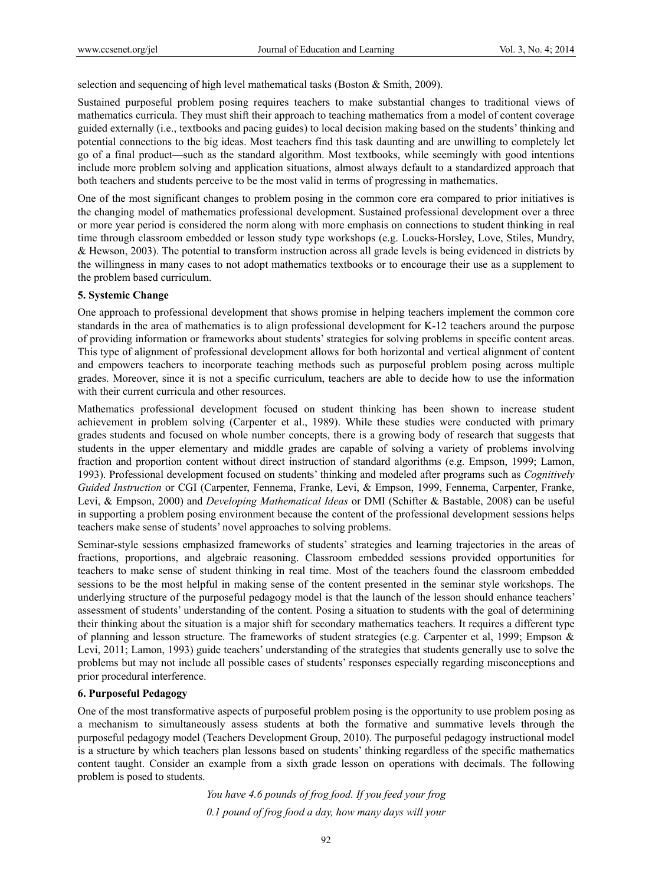selection and sequencing of high level mathematical tasks (Boston & Smith, 2009).

Sustained purposeful problem posing requires teachers to make substantial changes to traditional views of mathematics curricula. They must shift their approach to teaching mathematics from a model of content coverage guided externally (i.e., textbooks and pacing guides) to local decision making based on the students' thinking and potential connections to the big ideas. Most teachers find this task daunting and are unwilling to completely let go of a final product—such as the standard algorithm. Most textbooks, while seemingly with good intentions include more problem solving and application situations, almost always default to a standardized approach that both teachers and students perceive to be the most valid in terms of progressing in mathematics.

One of the most significant changes to problem posing in the common core era compared to prior initiatives is the changing model of mathematics professional development. Sustained professional development over a three or more year period is considered the norm along with more emphasis on connections to student thinking in real time through classroom embedded or lesson study type workshops (e.g. Loucks-Horsley, Love, Stiles, Mundry, & Hewson, 2003). The potential to transform instruction across all grade levels is being evidenced in districts by the willingness in many cases to not adopt mathematics textbooks or to encourage their use as a supplement to the problem based curriculum.

## 5. Systemic Change

One approach to professional development that shows promise in helping teachers implement the common core standards in the area of mathematics is to align professional development for K-12 teachers around the purpose of providing information or frameworks about students' strategies for solving problems in specific content areas. This type of alignment of professional development allows for both horizontal and vertical alignment of content and empowers teachers to incorporate teaching methods such as purposeful problem posing across multiple grades. Moreover, since it is not a specific curriculum, teachers are able to decide how to use the information with their current curricula and other resources.

Mathematics professional development focused on student thinking has been shown to increase student achievement in problem solving (Carpenter et al., 1989). While these studies were conducted with primary grades students and focused on whole number concepts, there is a growing body of research that suggests that students in the upper elementary and middle grades are capable of solving a variety of problems involving fraction and proportion content without direct instruction of standard algorithms (e.g. Empson, 1999; Lamon, 1993). Professional development focused on students' thinking and modeled after programs such as *Cognitively Guided Instruction* or CGI (Carpenter, Fennema, Franke, Levi, & Empson, 1999, Fennema, Carpenter, Franke, Levi, & Empson, 2000) and *Developing Mathematical Ideas* or DMI (Schifter & Bastable, 2008) can be useful in supporting a problem posing environment because the content of the professional development sessions helps teachers make sense of students' novel approaches to solving problems.

Seminar-style sessions emphasized frameworks of students' strategies and learning trajectories in the areas of fractions, proportions, and algebraic reasoning. Classroom embedded sessions provided opportunities for teachers to make sense of student thinking in real time. Most of the teachers found the classroom embedded sessions to be the most helpful in making sense of the content presented in the seminar style workshops. The underlying structure of the purposeful pedagogy model is that the launch of the lesson should enhance teachers' assessment of students' understanding of the content. Posing a situation to students with the goal of determining their thinking about the situation is a major shift for secondary mathematics teachers. It requires a different type of planning and lesson structure. The frameworks of student strategies (e.g. Carpenter et al, 1999; Empson & Levi, 2011; Lamon, 1993) guide teachers' understanding of the strategies that students generally use to solve the problems but may not include all possible cases of students' responses especially regarding misconceptions and prior procedural interference.

## 6. Purposeful Pedagogy

One of the most transformative aspects of purposeful problem posing is the opportunity to use problem posing as a mechanism to simultaneously assess students at both the formative and summative levels through the purposeful pedagogy model (Teachers Development Group, 2010). The purposeful pedagogy instructional model is a structure by which teachers plan lessons based on students' thinking regardless of the specific mathematics content taught. Consider an example from a sixth grade lesson on operations with decimals. The following problem is posed to students.

*You have 4.6 pounds of frog food. If you feed your frog*
*0.1 pound of frog food a day, how many days will your*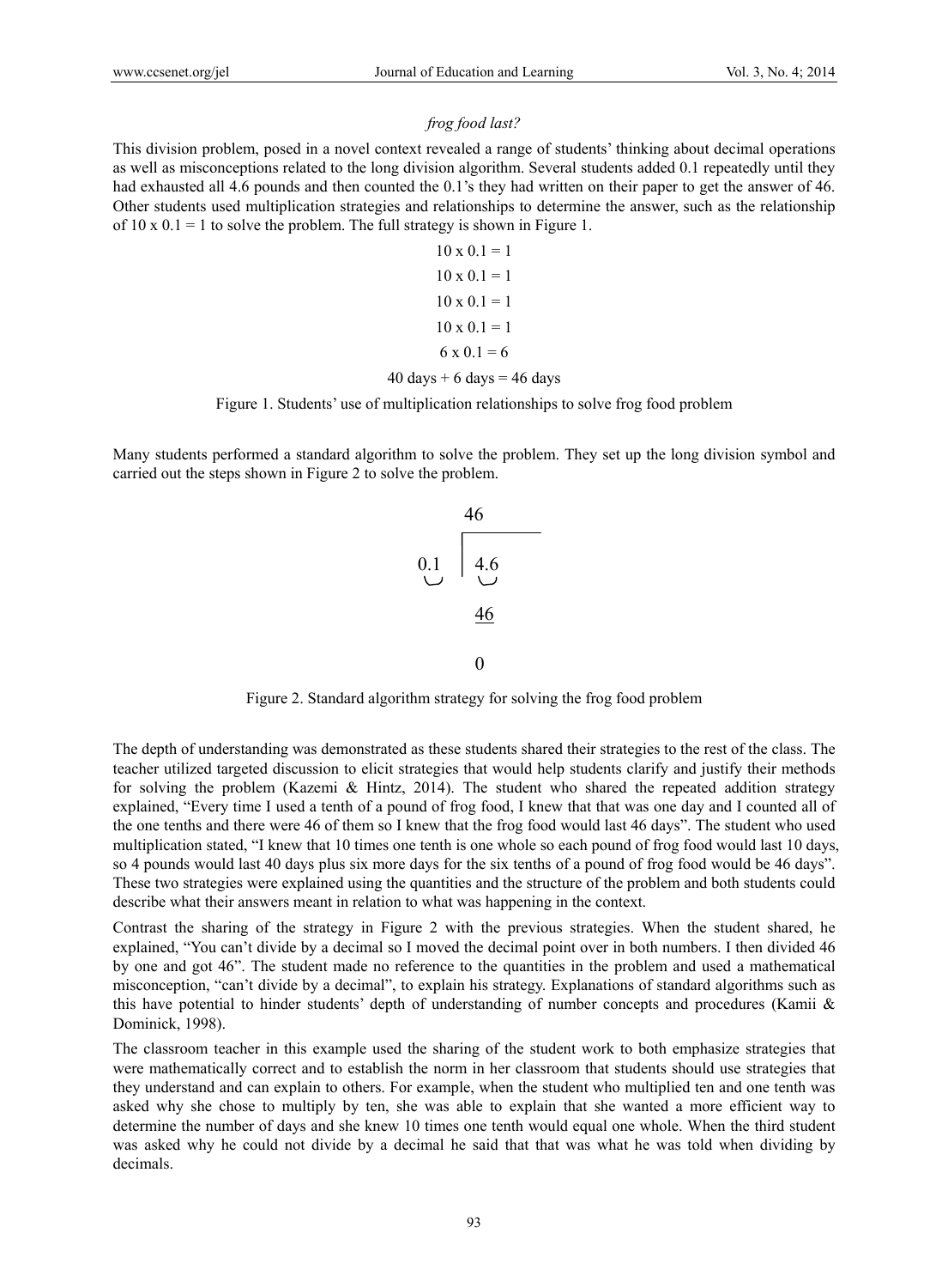*frog food last?*

This division problem, posed in a novel context revealed a range of students' thinking about decimal operations as well as misconceptions related to the long division algorithm. Several students added 0.1 repeatedly until they had exhausted all 4.6 pounds and then counted the 0.1's they had written on their paper to get the answer of 46. Other students used multiplication strategies and relationships to determine the answer, such as the relationship of 10 x 0.1 = 1 to solve the problem. The full strategy is shown in Figure 1.

$$
\begin{gathered}
10 \times 0.1 = 1 \\
10 \times 0.1 = 1 \\
10 \times 0.1 = 1 \\
10 \times 0.1 = 1 \\
6 \times 0.1 = 6 \\
40 \text{ days} + 6 \text{ days} = 46 \text{ days}
\end{gathered}
$$

Figure 1. Students' use of multiplication relationships to solve frog food problem

Many students performed a standard algorithm to solve the problem. They set up the long division symbol and carried out the steps shown in Figure 2 to solve the problem.

$$
\begin{array}{r|l}
 & \;\;46 \\
\hline
0.1 & \;\;4.6 \\
 & \;\;\underline{46} \\
 & \;\;\;0
\end{array}
$$

Figure 2. Standard algorithm strategy for solving the frog food problem

The depth of understanding was demonstrated as these students shared their strategies to the rest of the class. The teacher utilized targeted discussion to elicit strategies that would help students clarify and justify their methods for solving the problem (Kazemi & Hintz, 2014). The student who shared the repeated addition strategy explained, "Every time I used a tenth of a pound of frog food, I knew that that was one day and I counted all of the one tenths and there were 46 of them so I knew that the frog food would last 46 days". The student who used multiplication stated, "I knew that 10 times one tenth is one whole so each pound of frog food would last 10 days, so 4 pounds would last 40 days plus six more days for the six tenths of a pound of frog food would be 46 days". These two strategies were explained using the quantities and the structure of the problem and both students could describe what their answers meant in relation to what was happening in the context.

Contrast the sharing of the strategy in Figure 2 with the previous strategies. When the student shared, he explained, "You can't divide by a decimal so I moved the decimal point over in both numbers. I then divided 46 by one and got 46". The student made no reference to the quantities in the problem and used a mathematical misconception, "can't divide by a decimal", to explain his strategy. Explanations of standard algorithms such as this have potential to hinder students' depth of understanding of number concepts and procedures (Kamii & Dominick, 1998).

The classroom teacher in this example used the sharing of the student work to both emphasize strategies that were mathematically correct and to establish the norm in her classroom that students should use strategies that they understand and can explain to others. For example, when the student who multiplied ten and one tenth was asked why she chose to multiply by ten, she was able to explain that she wanted a more efficient way to determine the number of days and she knew 10 times one tenth would equal one whole. When the third student was asked why he could not divide by a decimal he said that that was what he was told when dividing by decimals.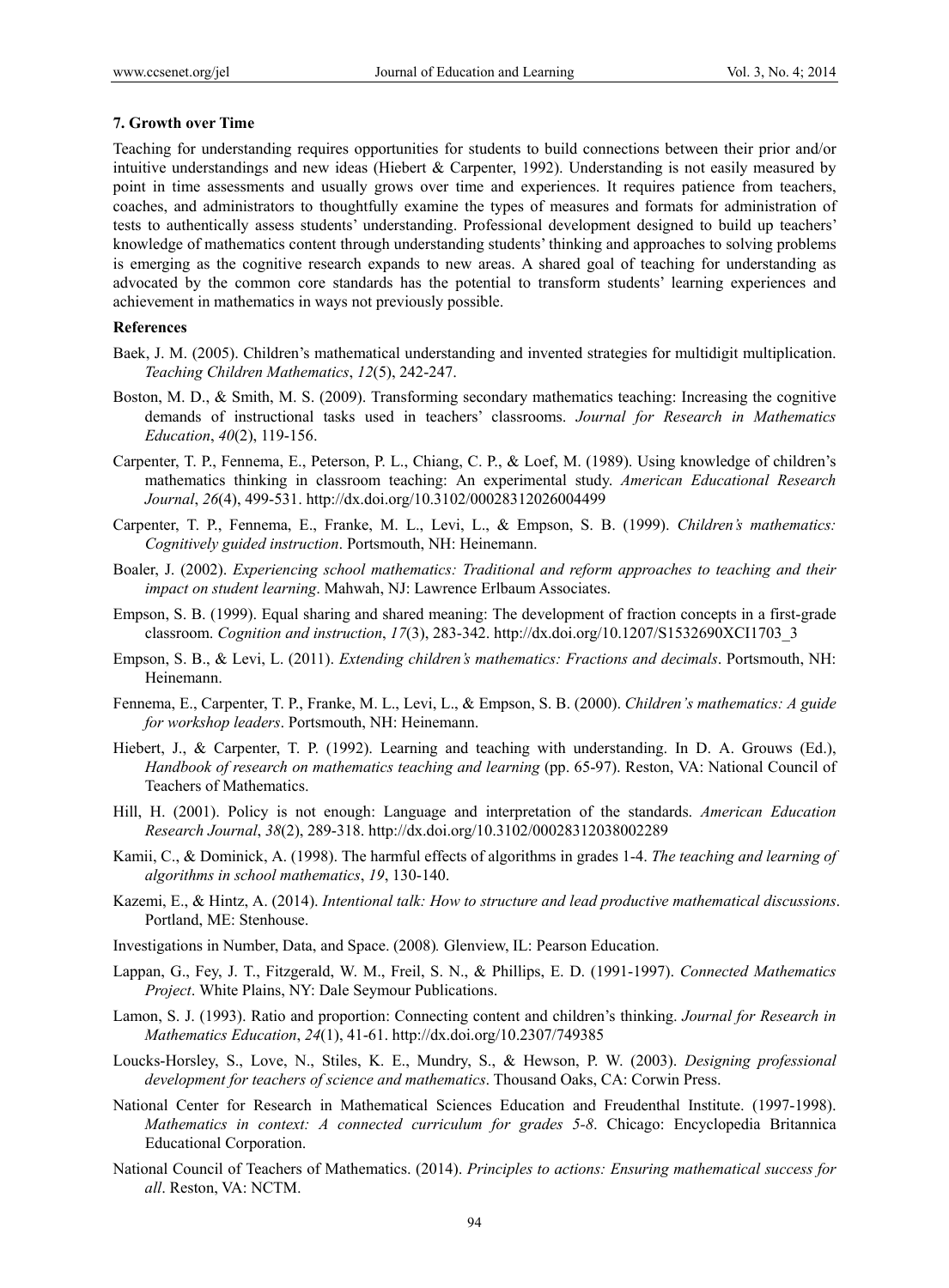### 7. Growth over Time

Teaching for understanding requires opportunities for students to build connections between their prior and/or intuitive understandings and new ideas (Hiebert & Carpenter, 1992). Understanding is not easily measured by point in time assessments and usually grows over time and experiences. It requires patience from teachers, coaches, and administrators to thoughtfully examine the types of measures and formats for administration of tests to authentically assess students' understanding. Professional development designed to build up teachers' knowledge of mathematics content through understanding students' thinking and approaches to solving problems is emerging as the cognitive research expands to new areas. A shared goal of teaching for understanding as advocated by the common core standards has the potential to transform students' learning experiences and achievement in mathematics in ways not previously possible.

### References

Baek, J. M. (2005). Children's mathematical understanding and invented strategies for multidigit multiplication. *Teaching Children Mathematics*, *12*(5), 242-247.

Boston, M. D., & Smith, M. S. (2009). Transforming secondary mathematics teaching: Increasing the cognitive demands of instructional tasks used in teachers' classrooms. *Journal for Research in Mathematics Education*, *40*(2), 119-156.

Carpenter, T. P., Fennema, E., Peterson, P. L., Chiang, C. P., & Loef, M. (1989). Using knowledge of children's mathematics thinking in classroom teaching: An experimental study. *American Educational Research Journal*, *26*(4), 499-531. http://dx.doi.org/10.3102/00028312026004499

Carpenter, T. P., Fennema, E., Franke, M. L., Levi, L., & Empson, S. B. (1999). *Children's mathematics: Cognitively guided instruction*. Portsmouth, NH: Heinemann.

Boaler, J. (2002). *Experiencing school mathematics: Traditional and reform approaches to teaching and their impact on student learning*. Mahwah, NJ: Lawrence Erlbaum Associates.

Empson, S. B. (1999). Equal sharing and shared meaning: The development of fraction concepts in a first-grade classroom. *Cognition and instruction*, *17*(3), 283-342. http://dx.doi.org/10.1207/S1532690XCI1703_3

Empson, S. B., & Levi, L. (2011). *Extending children's mathematics: Fractions and decimals*. Portsmouth, NH: Heinemann.

Fennema, E., Carpenter, T. P., Franke, M. L., Levi, L., & Empson, S. B. (2000). *Children's mathematics: A guide for workshop leaders*. Portsmouth, NH: Heinemann.

Hiebert, J., & Carpenter, T. P. (1992). Learning and teaching with understanding. In D. A. Grouws (Ed.), *Handbook of research on mathematics teaching and learning* (pp. 65-97). Reston, VA: National Council of Teachers of Mathematics.

Hill, H. (2001). Policy is not enough: Language and interpretation of the standards. *American Education Research Journal*, *38*(2), 289-318. http://dx.doi.org/10.3102/00028312038002289

Kamii, C., & Dominick, A. (1998). The harmful effects of algorithms in grades 1-4. *The teaching and learning of algorithms in school mathematics*, *19*, 130-140.

Kazemi, E., & Hintz, A. (2014). *Intentional talk: How to structure and lead productive mathematical discussions*. Portland, ME: Stenhouse.

Investigations in Number, Data, and Space. (2008)*.* Glenview, IL: Pearson Education.

Lappan, G., Fey, J. T., Fitzgerald, W. M., Freil, S. N., & Phillips, E. D. (1991-1997). *Connected Mathematics Project*. White Plains, NY: Dale Seymour Publications.

Lamon, S. J. (1993). Ratio and proportion: Connecting content and children's thinking. *Journal for Research in Mathematics Education*, *24*(1), 41-61. http://dx.doi.org/10.2307/749385

Loucks-Horsley, S., Love, N., Stiles, K. E., Mundry, S., & Hewson, P. W. (2003). *Designing professional development for teachers of science and mathematics*. Thousand Oaks, CA: Corwin Press.

National Center for Research in Mathematical Sciences Education and Freudenthal Institute. (1997-1998). *Mathematics in context: A connected curriculum for grades 5-8*. Chicago: Encyclopedia Britannica Educational Corporation.

National Council of Teachers of Mathematics. (2014). *Principles to actions: Ensuring mathematical success for all*. Reston, VA: NCTM.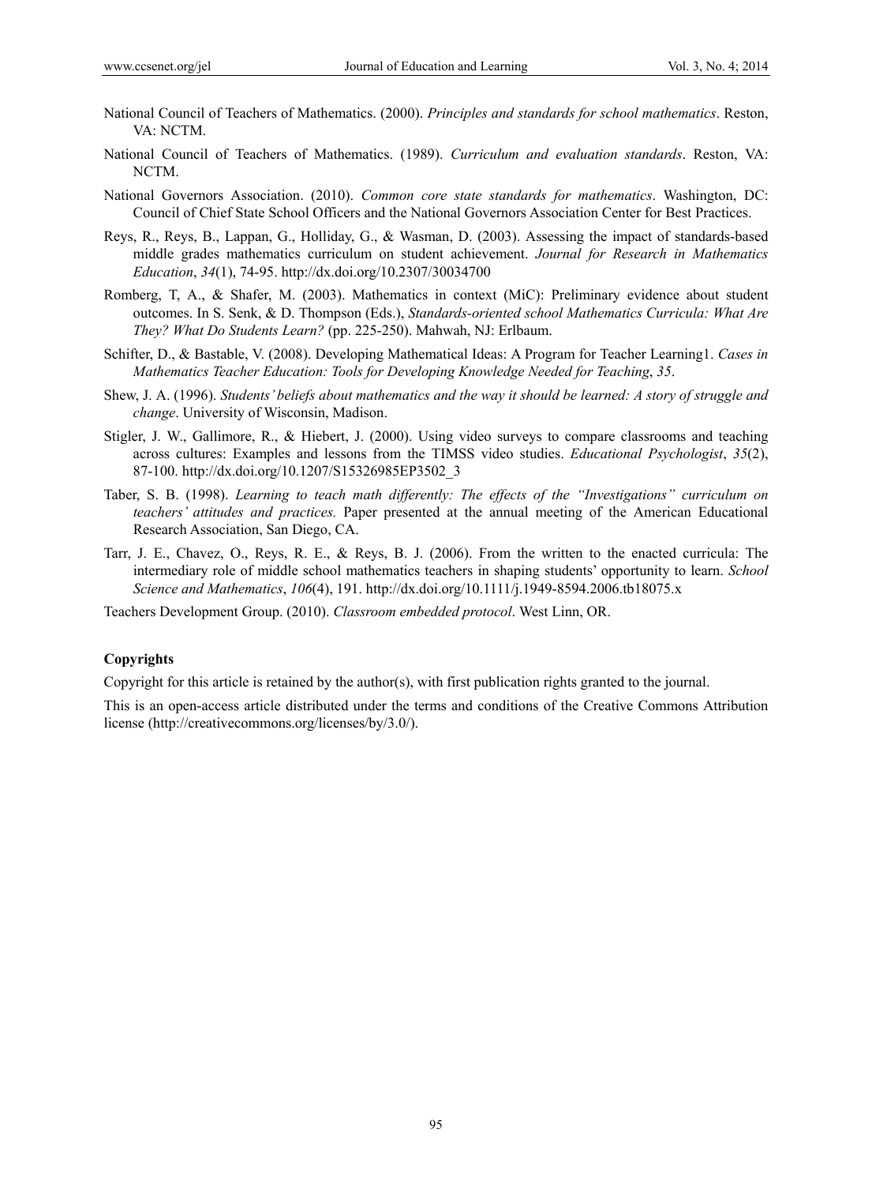National Council of Teachers of Mathematics. (2000). *Principles and standards for school mathematics*. Reston, VA: NCTM.

National Council of Teachers of Mathematics. (1989). *Curriculum and evaluation standards*. Reston, VA: NCTM.

National Governors Association. (2010). *Common core state standards for mathematics*. Washington, DC: Council of Chief State School Officers and the National Governors Association Center for Best Practices.

Reys, R., Reys, B., Lappan, G., Holliday, G., & Wasman, D. (2003). Assessing the impact of standards-based middle grades mathematics curriculum on student achievement. *Journal for Research in Mathematics Education*, *34*(1), 74-95. http://dx.doi.org/10.2307/30034700

Romberg, T, A., & Shafer, M. (2003). Mathematics in context (MiC): Preliminary evidence about student outcomes. In S. Senk, & D. Thompson (Eds.), *Standards-oriented school Mathematics Curricula: What Are They? What Do Students Learn?* (pp. 225-250). Mahwah, NJ: Erlbaum.

Schifter, D., & Bastable, V. (2008). Developing Mathematical Ideas: A Program for Teacher Learning1. *Cases in Mathematics Teacher Education: Tools for Developing Knowledge Needed for Teaching*, *35*.

Shew, J. A. (1996). *Students' beliefs about mathematics and the way it should be learned: A story of struggle and change*. University of Wisconsin, Madison.

Stigler, J. W., Gallimore, R., & Hiebert, J. (2000). Using video surveys to compare classrooms and teaching across cultures: Examples and lessons from the TIMSS video studies. *Educational Psychologist*, *35*(2), 87-100. http://dx.doi.org/10.1207/S15326985EP3502_3

Taber, S. B. (1998). *Learning to teach math differently: The effects of the "Investigations" curriculum on teachers' attitudes and practices.* Paper presented at the annual meeting of the American Educational Research Association, San Diego, CA.

Tarr, J. E., Chavez, O., Reys, R. E., & Reys, B. J. (2006). From the written to the enacted curricula: The intermediary role of middle school mathematics teachers in shaping students' opportunity to learn. *School Science and Mathematics*, *106*(4), 191. http://dx.doi.org/10.1111/j.1949-8594.2006.tb18075.x

Teachers Development Group. (2010). *Classroom embedded protocol*. West Linn, OR.

**Copyrights**

Copyright for this article is retained by the author(s), with first publication rights granted to the journal.

This is an open-access article distributed under the terms and conditions of the Creative Commons Attribution license (http://creativecommons.org/licenses/by/3.0/).